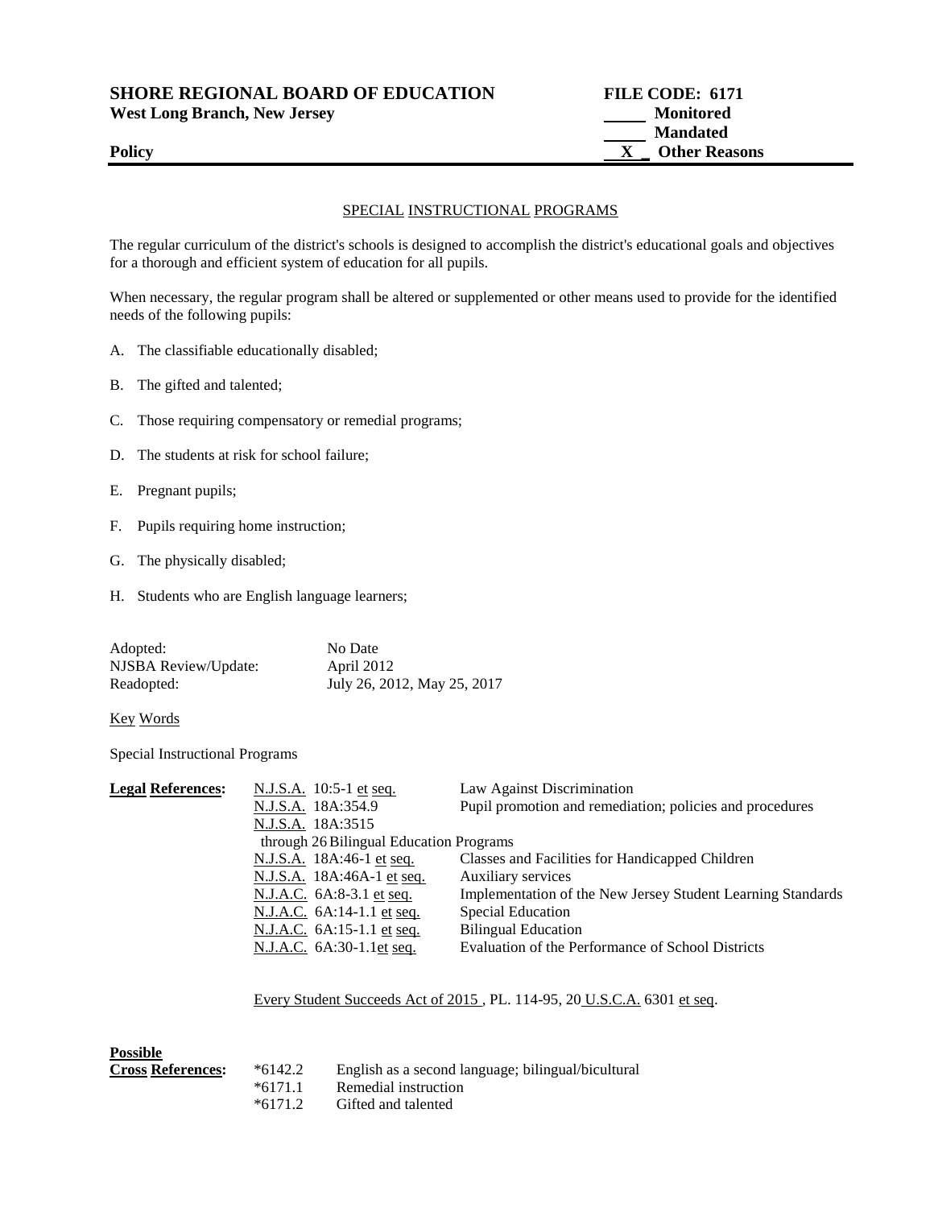**SHORE REGIONAL BOARD OF EDUCATION** — **FILE CODE: 6171**
**West Long Branch, New Jersey**

_____ **Monitored**
_____ **Mandated**
**Policy** __X__ **Other Reasons**

## SPECIAL INSTRUCTIONAL PROGRAMS

The regular curriculum of the district's schools is designed to accomplish the district's educational goals and objectives for a thorough and efficient system of education for all pupils.

When necessary, the regular program shall be altered or supplemented or other means used to provide for the identified needs of the following pupils:

A. The classifiable educationally disabled;

B. The gifted and talented;

C. Those requiring compensatory or remedial programs;

D. The students at risk for school failure;

E. Pregnant pupils;

F. Pupils requiring home instruction;

G. The physically disabled;

H. Students who are English language learners;

| | |
|---|---|
| Adopted: | No Date |
| NJSBA Review/Update: | April 2012 |
| Readopted: | July 26, 2012, May 25, 2017 |

Key Words

Special Instructional Programs

| **Legal References:** | | |
|---|---|---|
| | N.J.S.A. 10:5-1 et seq. | Law Against Discrimination |
| | N.J.S.A. 18A:354.9 | Pupil promotion and remediation; policies and procedures |
| | N.J.S.A. 18A:3515 through 26 | Bilingual Education Programs |
| | N.J.S.A. 18A:46-1 et seq. | Classes and Facilities for Handicapped Children |
| | N.J.S.A. 18A:46A-1 et seq. | Auxiliary services |
| | N.J.A.C. 6A:8-3.1 et seq. | Implementation of the New Jersey Student Learning Standards |
| | N.J.A.C. 6A:14-1.1 et seq. | Special Education |
| | N.J.A.C. 6A:15-1.1 et seq. | Bilingual Education |
| | N.J.A.C. 6A:30-1.1et seq. | Evaluation of the Performance of School Districts |

Every Student Succeeds Act of 2015 , PL. 114-95, 20 U.S.C.A. 6301 et seq.

| **Possible Cross References:** | | |
|---|---|---|
| | *6142.2 | English as a second language; bilingual/bicultural |
| | *6171.1 | Remedial instruction |
| | *6171.2 | Gifted and talented |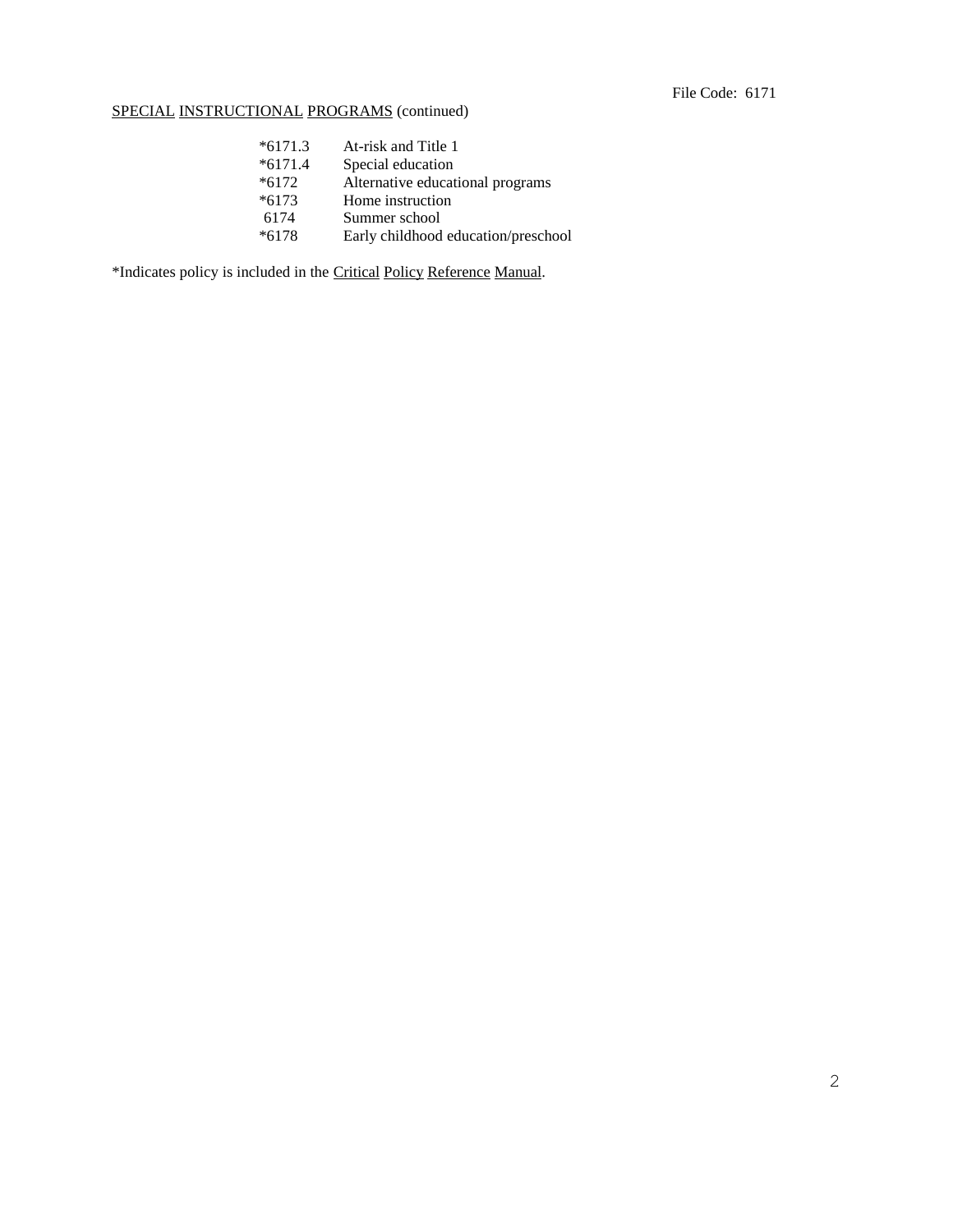SPECIAL INSTRUCTIONAL PROGRAMS (continued)

| | |
|---|---|
| *6171.3 | At-risk and Title 1 |
| *6171.4 | Special education |
| *6172 | Alternative educational programs |
| *6173 | Home instruction |
| 6174 | Summer school |
| *6178 | Early childhood education/preschool |

*Indicates policy is included in the Critical Policy Reference Manual.